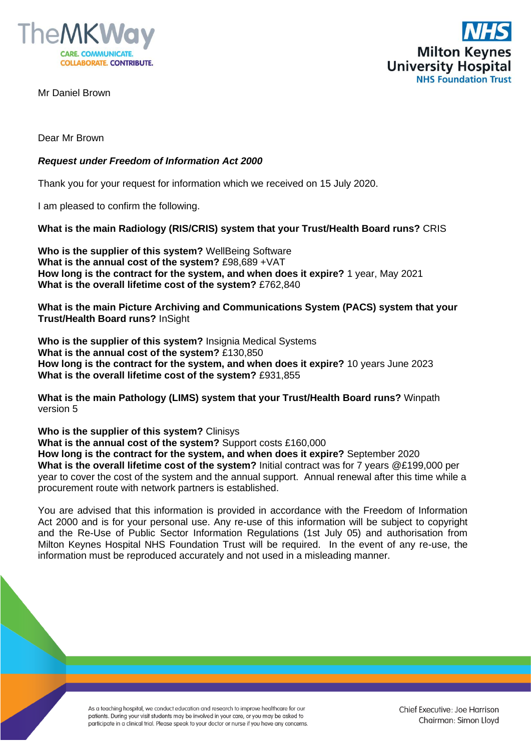Mr Daniel Brown

Dear Mr Brown

***Request under Freedom of Information Act 2000***

Thank you for your request for information which we received on 15 July 2020.

I am pleased to confirm the following.

**What is the main Radiology (RIS/CRIS) system that your Trust/Health Board runs?** CRIS

**Who is the supplier of this system?** WellBeing Software
**What is the annual cost of the system?** £98,689 +VAT
**How long is the contract for the system, and when does it expire?** 1 year, May 2021
**What is the overall lifetime cost of the system?** £762,840

**What is the main Picture Archiving and Communications System (PACS) system that your Trust/Health Board runs?** InSight

**Who is the supplier of this system?** Insignia Medical Systems
**What is the annual cost of the system?** £130,850
**How long is the contract for the system, and when does it expire?** 10 years June 2023
**What is the overall lifetime cost of the system?** £931,855

**What is the main Pathology (LIMS) system that your Trust/Health Board runs?** Winpath version 5

**Who is the supplier of this system?** Clinisys
**What is the annual cost of the system?** Support costs £160,000
**How long is the contract for the system, and when does it expire?** September 2020
**What is the overall lifetime cost of the system?** Initial contract was for 7 years @£199,000 per year to cover the cost of the system and the annual support. Annual renewal after this time while a procurement route with network partners is established.

You are advised that this information is provided in accordance with the Freedom of Information Act 2000 and is for your personal use. Any re-use of this information will be subject to copyright and the Re-Use of Public Sector Information Regulations (1st July 05) and authorisation from Milton Keynes Hospital NHS Foundation Trust will be required. In the event of any re-use, the information must be reproduced accurately and not used in a misleading manner.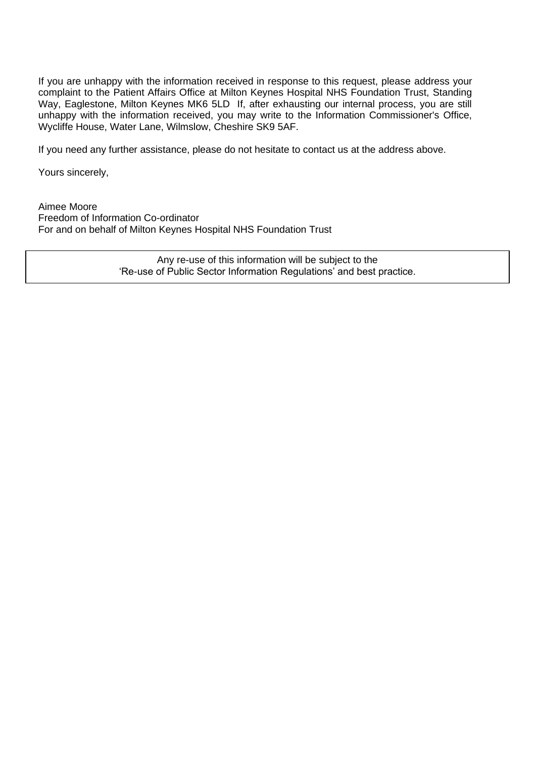If you are unhappy with the information received in response to this request, please address your complaint to the Patient Affairs Office at Milton Keynes Hospital NHS Foundation Trust, Standing Way, Eaglestone, Milton Keynes MK6 5LD If, after exhausting our internal process, you are still unhappy with the information received, you may write to the Information Commissioner's Office, Wycliffe House, Water Lane, Wilmslow, Cheshire SK9 5AF.

If you need any further assistance, please do not hesitate to contact us at the address above.

Yours sincerely,

Aimee Moore
Freedom of Information Co-ordinator
For and on behalf of Milton Keynes Hospital NHS Foundation Trust

Any re-use of this information will be subject to the
'Re-use of Public Sector Information Regulations' and best practice.